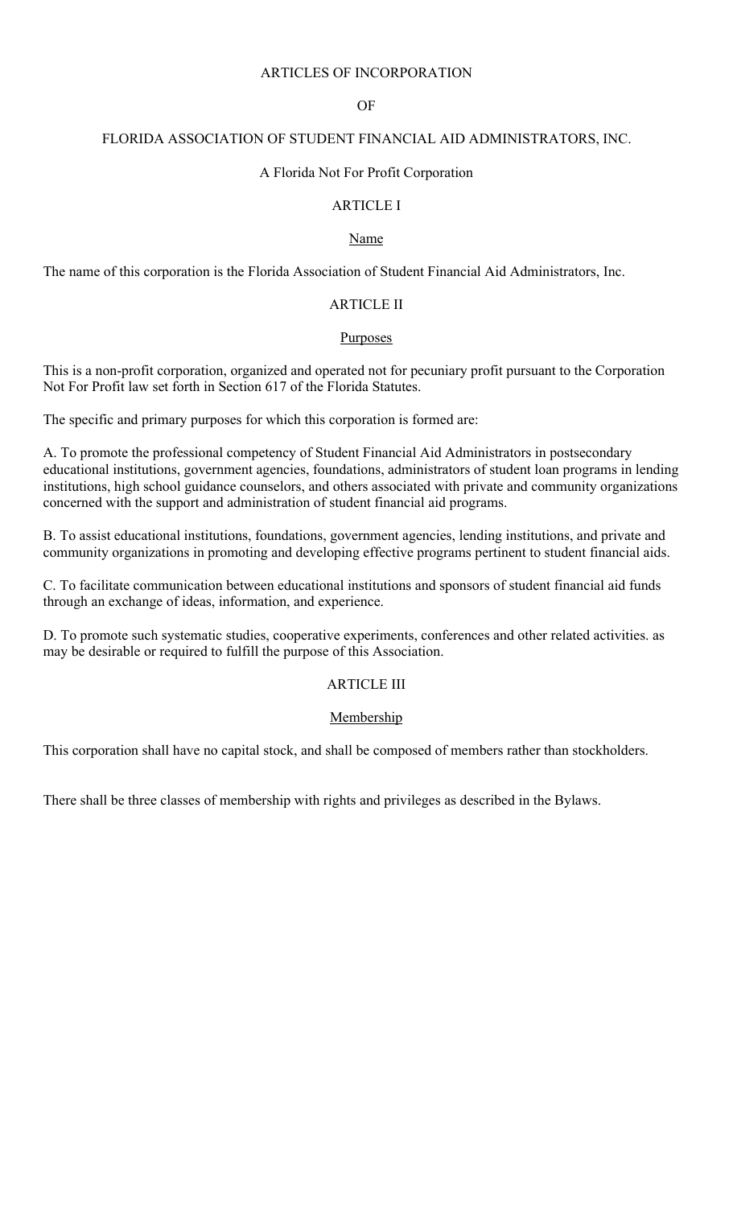# ARTICLES OF INCORPORATION

# OF

# FLORIDA ASSOCIATION OF STUDENT FINANCIAL AID ADMINISTRATORS, INC.

A Florida Not For Profit Corporation

## ARTICLE I

### Name

The name of this corporation is the Florida Association of Student Financial Aid Administrators, Inc.

## ARTICLE II

### Purposes

This is a non-profit corporation, organized and operated not for pecuniary profit pursuant to the Corporation Not For Profit law set forth in Section 617 of the Florida Statutes.

The specific and primary purposes for which this corporation is formed are:

A. To promote the professional competency of Student Financial Aid Administrators in postsecondary educational institutions, government agencies, foundations, administrators of student loan programs in lending institutions, high school guidance counselors, and others associated with private and community organizations concerned with the support and administration of student financial aid programs.

B. To assist educational institutions, foundations, government agencies, lending institutions, and private and community organizations in promoting and developing effective programs pertinent to student financial aids.

C. To facilitate communication between educational institutions and sponsors of student financial aid funds through an exchange of ideas, information, and experience.

D. To promote such systematic studies, cooperative experiments, conferences and other related activities. as may be desirable or required to fulfill the purpose of this Association.

## ARTICLE III

### Membership

This corporation shall have no capital stock, and shall be composed of members rather than stockholders.

There shall be three classes of membership with rights and privileges as described in the Bylaws.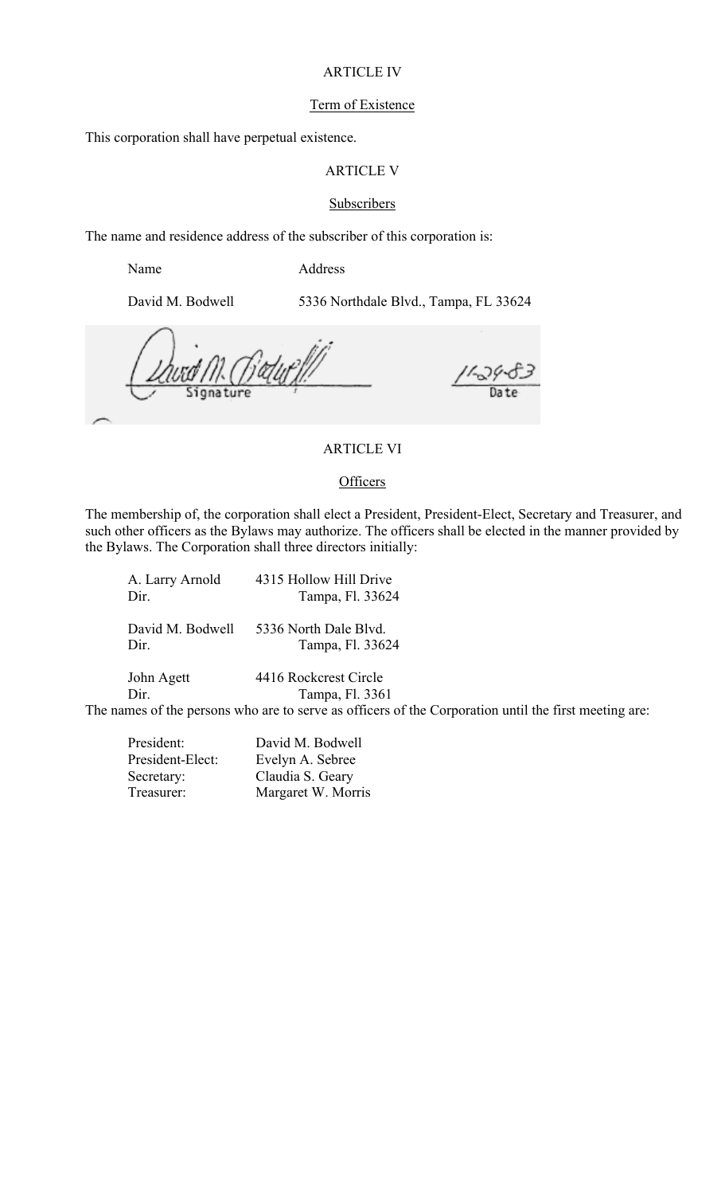ARTICLE IV

Term of Existence

This corporation shall have perpetual existence.

ARTICLE V

Subscribers

The name and residence address of the subscriber of this corporation is:

| Name | Address |
|---|---|
| David M. Bodwell | 5336 Northdale Blvd., Tampa, FL 33624 |

David M. Bodwell — Signature  11-29-83 — Date

ARTICLE VI

Officers

The membership of, the corporation shall elect a President, President-Elect, Secretary and Treasurer, and such other officers as the Bylaws may authorize. The officers shall be elected in the manner provided by the Bylaws. The Corporation shall three directors initially:

A. Larry Arnold, Dir. — 4315 Hollow Hill Drive, Tampa, Fl. 33624

David M. Bodwell, Dir. — 5336 North Dale Blvd., Tampa, Fl. 33624

John Agett, Dir. — 4416 Rockcrest Circle, Tampa, Fl. 3361

The names of the persons who are to serve as officers of the Corporation until the first meeting are:

| | |
|---|---|
| President: | David M. Bodwell |
| President-Elect: | Evelyn A. Sebree |
| Secretary: | Claudia S. Geary |
| Treasurer: | Margaret W. Morris |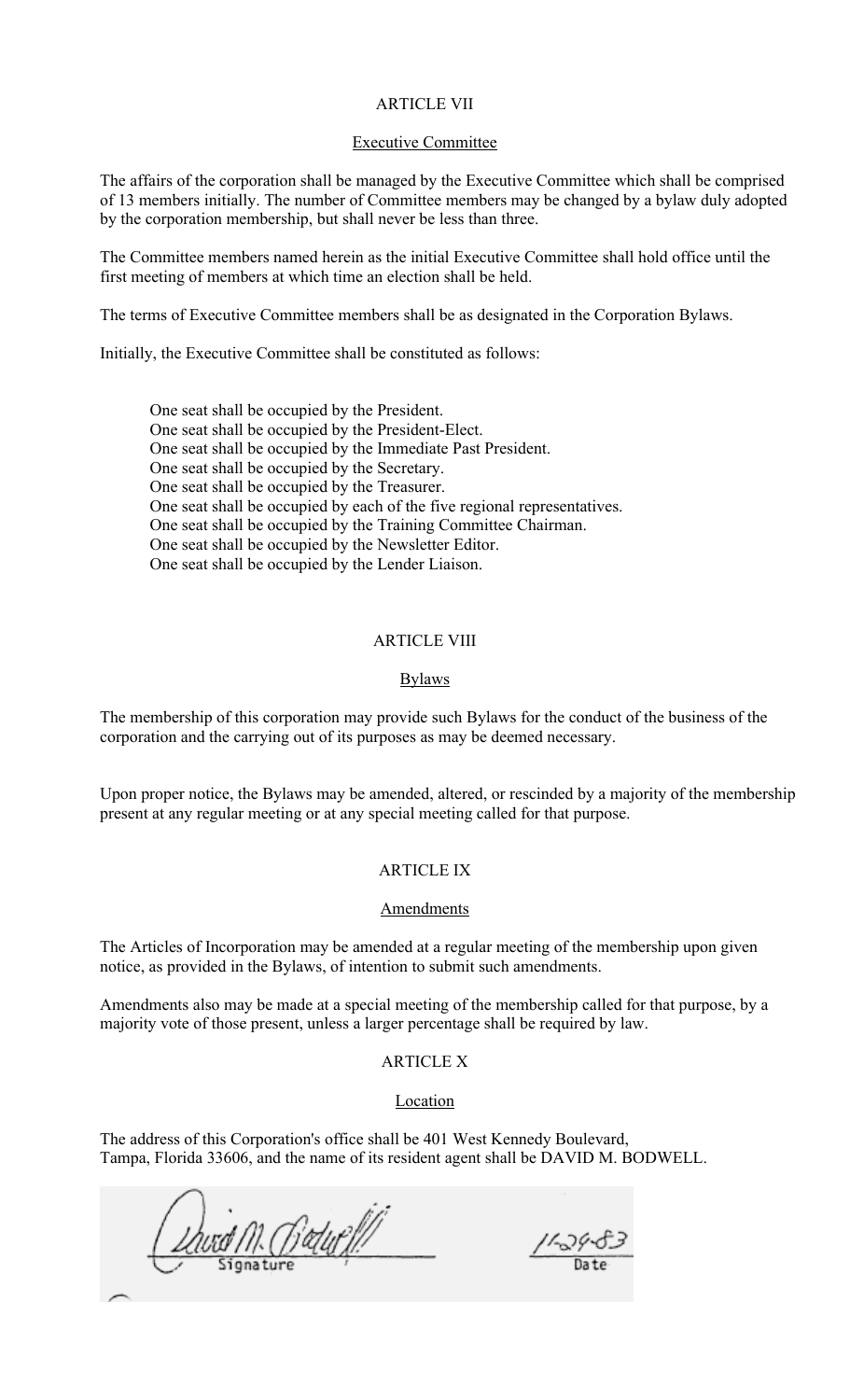## ARTICLE VII

### Executive Committee

The affairs of the corporation shall be managed by the Executive Committee which shall be comprised of 13 members initially. The number of Committee members may be changed by a bylaw duly adopted by the corporation membership, but shall never be less than three.

The Committee members named herein as the initial Executive Committee shall hold office until the first meeting of members at which time an election shall be held.

The terms of Executive Committee members shall be as designated in the Corporation Bylaws.

Initially, the Executive Committee shall be constituted as follows:

One seat shall be occupied by the President.
One seat shall be occupied by the President-Elect.
One seat shall be occupied by the Immediate Past President.
One seat shall be occupied by the Secretary.
One seat shall be occupied by the Treasurer.
One seat shall be occupied by each of the five regional representatives.
One seat shall be occupied by the Training Committee Chairman.
One seat shall be occupied by the Newsletter Editor.
One seat shall be occupied by the Lender Liaison.

## ARTICLE VIII

### Bylaws

The membership of this corporation may provide such Bylaws for the conduct of the business of the corporation and the carrying out of its purposes as may be deemed necessary.

Upon proper notice, the Bylaws may be amended, altered, or rescinded by a majority of the membership present at any regular meeting or at any special meeting called for that purpose.

## ARTICLE IX

### Amendments

The Articles of Incorporation may be amended at a regular meeting of the membership upon given notice, as provided in the Bylaws, of intention to submit such amendments.

Amendments also may be made at a special meeting of the membership called for that purpose, by a majority vote of those present, unless a larger percentage shall be required by law.

## ARTICLE X

### Location

The address of this Corporation's office shall be 401 West Kennedy Boulevard, Tampa, Florida 33606, and the name of its resident agent shall be DAVID M. BODWELL.

David M. Bodwell — Signature

11-29-83 — Date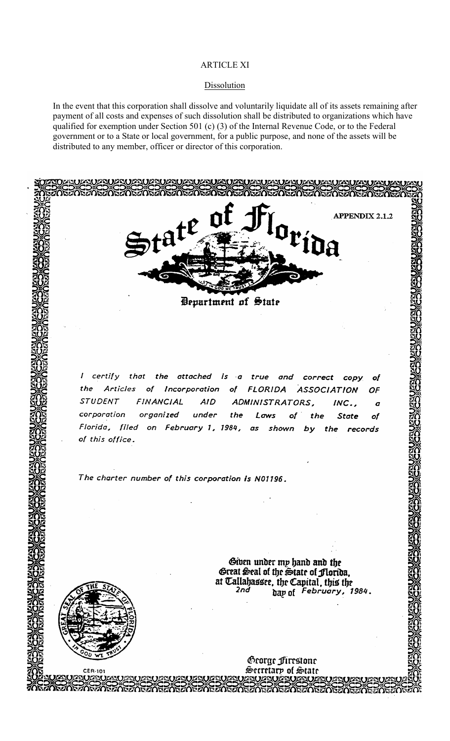## ARTICLE XI

### Dissolution

In the event that this corporation shall dissolve and voluntarily liquidate all of its assets remaining after payment of all costs and expenses of such dissolution shall be distributed to organizations which have qualified for exemption under Section 501 (c) (3) of the Internal Revenue Code, or to the Federal government or to a State or local government, for a public purpose, and none of the assets will be distributed to any member, officer or director of this corporation.

**APPENDIX 2.1.2**

# State of Florida

## Department of State

*I certify that the attached is a true and correct copy of the Articles of Incorporation of FLORIDA ASSOCIATION OF STUDENT FINANCIAL AID ADMINISTRATORS, INC., a corporation organized under the Laws of the State of Florida, filed on February 1, 1984, as shown by the records of this office.*

*The charter number of this corporation is N01196.*

Given under my hand and the Great Seal of the State of Florida, at Tallahassee, the Capital, this the *2nd* day of *February, 1984.*

George Firestone
Secretary of State

CER-101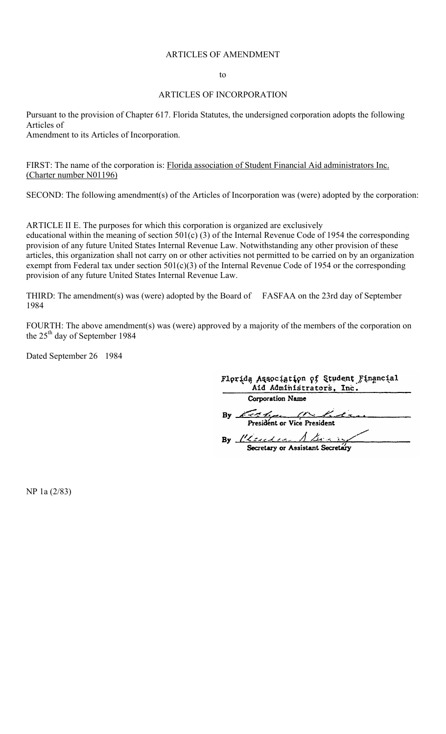ARTICLES OF AMENDMENT

to

ARTICLES OF INCORPORATION

Pursuant to the provision of Chapter 617. Florida Statutes, the undersigned corporation adopts the following Articles of
Amendment to its Articles of Incorporation.

FIRST: The name of the corporation is: Florida association of Student Financial Aid administrators Inc. (Charter number N01196)

SECOND: The following amendment(s) of the Articles of Incorporation was (were) adopted by the corporation:

ARTICLE II E. The purposes for which this corporation is organized are exclusively educational within the meaning of section 501(c) (3) of the Internal Revenue Code of 1954 the corresponding provision of any future United States Internal Revenue Law. Notwithstanding any other provision of these articles, this organization shall not carry on or other activities not permitted to be carried on by an organization exempt from Federal tax under section 501(c)(3) of the Internal Revenue Code of 1954 or the corresponding provision of any future United States Internal Revenue Law.

THIRD: The amendment(s) was (were) adopted by the Board of FASFAA on the 23rd day of September 1984

FOURTH: The above amendment(s) was (were) approved by a majority of the members of the corporation on the 25th day of September 1984

Dated September 26 1984

Florida Association of Student Financial Aid Administrators, Inc.
Corporation Name

By ____________________
President or Vice President

By ____________________
Secretary or Assistant Secretary

NP 1a (2/83)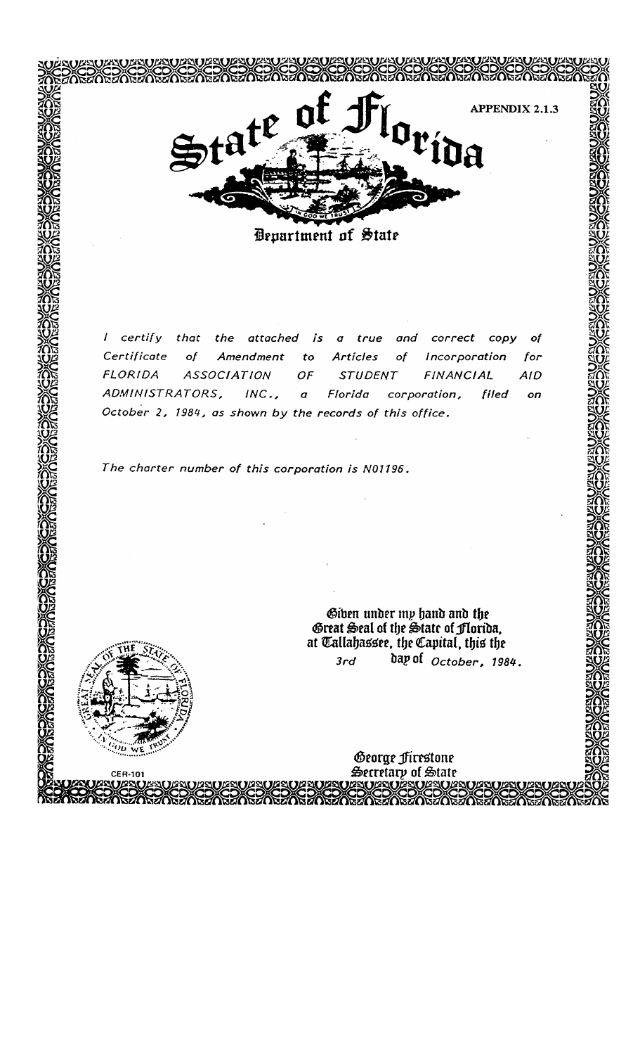APPENDIX 2.1.3

# State of Florida

## Department of State

*I certify that the attached is a true and correct copy of Certificate of Amendment to Articles of Incorporation for FLORIDA ASSOCIATION OF STUDENT FINANCIAL AID ADMINISTRATORS, INC., a Florida corporation, filed on October 2, 1984, as shown by the records of this office.*

*The charter number of this corporation is N01196.*

Given under my hand and the Great Seal of the State of Florida, at Tallahassee, the Capital, this the *3rd* day of *October, 1984.*

George Firestone
Secretary of State

CER-101